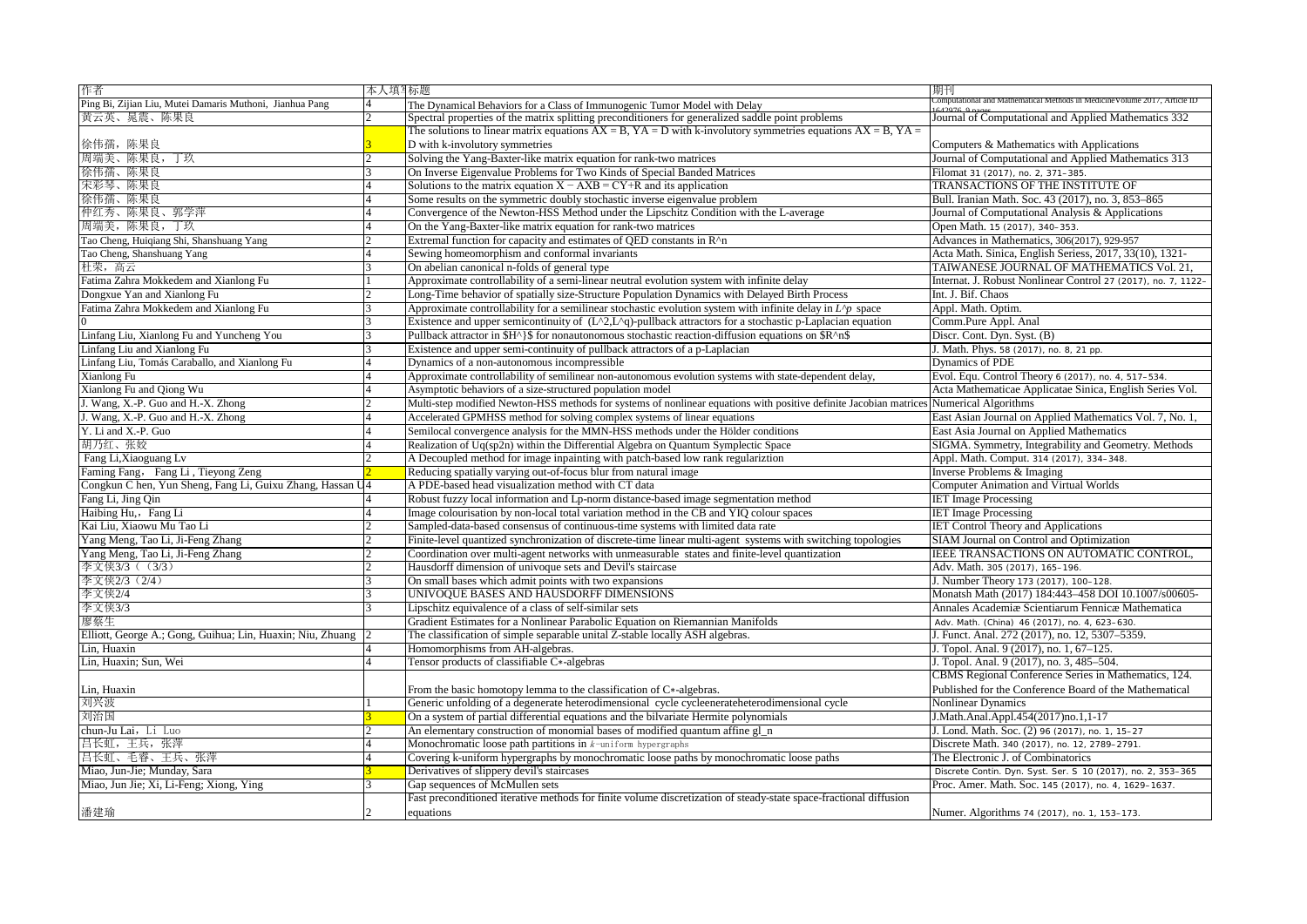| 作者 | 本人填写 | 标题 | 期刊 |
|---|---|---|---|
| Ping Bi, Zijian Liu, Mutei Damaris Muthoni, Jianhua Pang | 4 | The Dynamical Behaviors for a Class of Immunogenic Tumor Model with Delay | Computational and Mathematical Methods in Medicine Volume 2017, Article ID 1642976, 9 pages |
| 黄云英、晁震、陈果良 | 2 | Spectral properties of the matrix splitting preconditioners for generalized saddle point problems | Journal of Computational and Applied Mathematics 332 |
| 徐伟孺，陈果良 | 3 | The solutions to linear matrix equations AX = B, YA = D with k-involutory symmetries equations AX = B, YA = D with k-involutory symmetries | Computers & Mathematics with Applications |
| 周端美、陈果良，丁玖 | 2 | Solving the Yang-Baxter-like matrix equation for rank-two matrices | Journal of Computational and Applied Mathematics 313 |
| 徐伟孺、陈果良 | 3 | On Inverse Eigenvalue Problems for Two Kinds of Special Banded Matrices | Filomat 31 (2017), no. 2, 371–385. |
| 宋彩琴、陈果良 | 4 | Solutions to the matrix equation X − AXB = CY+R and its application | TRANSACTIONS OF THE INSTITUTE OF |
| 徐伟孺、陈果良 | 4 | Some results on the symmetric doubly stochastic inverse eigenvalue problem | Bull. Iranian Math. Soc. 43 (2017), no. 3, 853–865 |
| 仲红秀、陈果良、郭学萍 | 4 | Convergence of the Newton-HSS Method under the Lipschitz Condition with the L-average | Journal of Computational Analysis & Applications |
| 周端美，陈果良，丁玖 | 4 | On the Yang-Baxter-like matrix equation for rank-two matrices | Open Math. 15 (2017), 340–353. |
| Tao Cheng, Huiqiang Shi, Shanshuang Yang | 2 | Extremal function for capacity and estimates of QED constants in R^n | Advances in Mathematics, 306(2017), 929-957 |
| Tao Cheng, Shanshuang Yang | 4 | Sewing homeomorphism and conformal invariants | Acta Math. Sinica, English Seriess, 2017, 33(10), 1321- |
| 杜荣，高云 | 3 | On abelian canonical n-folds of general type | TAIWANESE JOURNAL OF MATHEMATICS Vol. 21, |
| Fatima Zahra Mokkedem and Xianlong Fu | 1 | Approximate controllability of a semi-linear neutral evolution system with infinite delay | Internat. J. Robust Nonlinear Control 27 (2017), no. 7, 1122- |
| Dongxue Yan and Xianlong Fu | 2 | Long-Time behavior of spatially size-Structure Population Dynamics with Delayed Birth Process | Int. J. Bif. Chaos |
| Fatima Zahra Mokkedem and Xianlong Fu | 3 | Approximate controllability for a semilinear stochastic evolution system with infinite delay in $L^p$ space | Appl. Math. Optim. |
| 0 | 3 | Existence and upper semicontinuity of $(L^2,L^q)$-pullback attractors for a stochastic p-Laplacian equation | Comm.Pure Appl. Anal |
| Linfang Liu, Xianlong Fu and Yuncheng You | 3 | Pullback attractor in $H^1$ for nonautonomous stochastic reaction-diffusion equations on $R^n$ | Discr. Cont. Dyn. Syst. (B) |
| Linfang Liu and Xianlong Fu | 3 | Existence and upper semi-continuity of pullback attractors of a p-Laplacian | J. Math. Phys. 58 (2017), no. 8, 21 pp. |
| Linfang Liu, Tomás Caraballo, and Xianlong Fu | 4 | Dynamics of a non-autonomous incompressible | Dynamics of PDE |
| Xianlong Fu | 4 | Approximate controllability of semilinear non-autonomous evolution systems with state-dependent delay, | Evol. Equ. Control Theory 6 (2017), no. 4, 517–534. |
| Xianlong Fu and Qiong Wu | 4 | Asymptotic behaviors of a size-structured population model | Acta Mathematicae Applicatae Sinica, English Series Vol. |
| J. Wang, X.-P. Guo and H.-X. Zhong | 2 | Multi-step modified Newton-HSS methods for systems of nonlinear equations with positive definite Jacobian matrices | Numerical Algorithms |
| J. Wang, X.-P. Guo and H.-X. Zhong | 4 | Accelerated GPMHSS method for solving complex systems of linear equations | East Asian Journal on Applied Mathematics Vol. 7, No. 1, |
| Y. Li and X.-P. Guo | 4 | Semilocal convergence analysis for the MMN-HSS methods under the Hölder conditions | East Asia Journal on Applied Mathematics |
| 胡乃红、张姣 | 4 | Realization of Uq(sp2n) within the Differential Algebra on Quantum Symplectic Space | SIGMA. Symmetry, Integrability and Geometry. Methods |
| Fang Li,Xiaoguang Lv | 2 | A Decoupled method for image inpainting with patch-based low rank regulariztion | Appl. Math. Comput. 314 (2017), 334–348. |
| Faming Fang, Fang Li , Tieyong Zeng | 2 | Reducing spatially varying out-of-focus blur from natural image | Inverse Problems & Imaging |
| Congkun C hen, Yun Sheng, Fang Li, Guixu Zhang, Hassan U | 4 | A PDE-based head visualization method with CT data | Computer Animation and Virtual Worlds |
| Fang Li, Jing Qin | 4 | Robust fuzzy local information and Lp-norm distance-based image segmentation method | IET Image Processing |
| Haibing Hu,, Fang Li | 4 | Image colourisation by non-local total variation method in the CB and YIQ colour spaces | IET Image Processing |
| Kai Liu, Xiaowu Mu Tao Li | 2 | Sampled-data-based consensus of continuous-time systems with limited data rate | IET Control Theory and Applications |
| Yang Meng, Tao Li, Ji-Feng Zhang | 2 | Finite-level quantized synchronization of discrete-time linear multi-agent systems with switching topologies | SIAM Journal on Control and Optimization |
| Yang Meng, Tao Li, Ji-Feng Zhang | 2 | Coordination over multi-agent networks with unmeasurable states and finite-level quantization | IEEE TRANSACTIONS ON AUTOMATIC CONTROL, |
| 李文侠3/3（3/3） | 2 | Hausdorff dimension of univoque sets and Devil's staircase | Adv. Math. 305 (2017), 165–196. |
| 李文侠2/3（2/4） | 3 | On small bases which admit points with two expansions | J. Number Theory 173 (2017), 100–128. |
| 李文侠2/4 | 3 | UNIVOQUE BASES AND HAUSDORFF DIMENSIONS | Monatsh Math (2017) 184:443–458 DOI 10.1007/s00605- |
| 李文侠3/3 | 3 | Lipschitz equivalence of a class of self-similar sets | Annales Academiæ Scientiarum Fennicæ Mathematica |
| 廖蔡生 |  | Gradient Estimates for a Nonlinear Parabolic Equation on Riemannian Manifolds | Adv. Math. (China) 46 (2017), no. 4, 623–630. |
| Elliott, George A.; Gong, Guihua; Lin, Huaxin; Niu, Zhuang | 2 | The classification of simple separable unital Z-stable locally ASH algebras. | J. Funct. Anal. 272 (2017), no. 12, 5307–5359. |
| Lin, Huaxin | 4 | Homomorphisms from AH-algebras. | J. Topol. Anal. 9 (2017), no. 1, 67–125. |
| Lin, Huaxin; Sun, Wei | 4 | Tensor products of classifiable C∗-algebras | J. Topol. Anal. 9 (2017), no. 3, 485–504. |
| Lin, Huaxin |  | From the basic homotopy lemma to the classification of C∗-algebras. | CBMS Regional Conference Series in Mathematics, 124. Published for the Conference Board of the Mathematical |
| 刘兴波 | 1 | Generic unfolding of a degenerate heterodimensional cycle cycleenerateheterodimensional cycle | Nonlinear Dynamics |
| 刘治国 | 3 | On a system of partial differential equations and the bivariate Hermite polynomials | J.Math.Anal.Appl.454(2017)no.1,1-17 |
| chun-Ju Lai，Li Luo | 2 | An elementary construction of monomial bases of modified quantum affine gl_n | J. Lond. Math. Soc. (2) 96 (2017), no. 1, 15–27 |
| 吕长虹，王兵，张萍 | 4 | Monochromatic loose path partitions in $k$-uniform hypergraphs | Discrete Math. 340 (2017), no. 12, 2789–2791. |
| 吕长虹、毛睿、王兵、张萍 | 4 | Covering k-uniform hypergraphs by monochromatic loose paths by monochromatic loose paths | The Electronic J. of Combinatorics |
| Miao, Jun-Jie; Munday, Sara | 3 | Derivatives of slippery devil's staircases | Discrete Contin. Dyn. Syst. Ser. S 10 (2017), no. 2, 353–365 |
| Miao, Jun Jie; Xi, Li-Feng; Xiong, Ying | 3 | Gap sequences of McMullen sets | Proc. Amer. Math. Soc. 145 (2017), no. 4, 1629–1637. |
| 潘建瑜 | 2 | Fast preconditioned iterative methods for finite volume discretization of steady-state space-fractional diffusion equations | Numer. Algorithms 74 (2017), no. 1, 153–173. |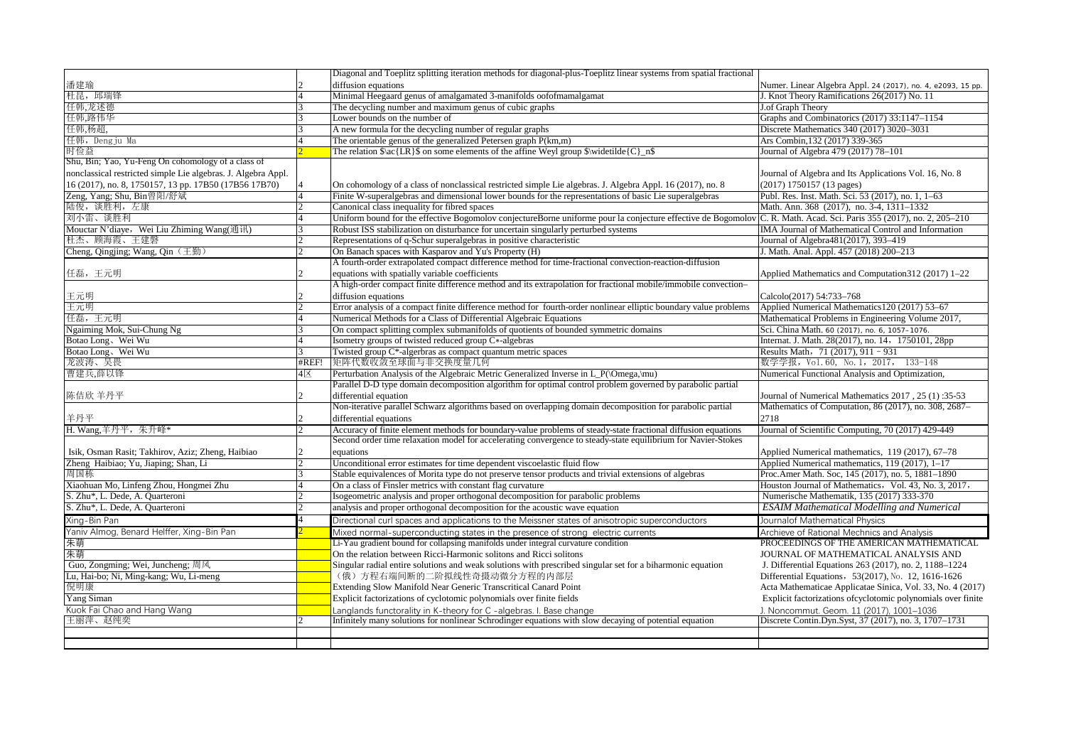| | | | |
|---|---|---|---|
| 潘建瑜 | 2 | Diagonal and Toeplitz splitting iteration methods for diagonal-plus-Toeplitz linear systems from spatial fractional diffusion equations | Numer. Linear Algebra Appl. 24 (2017), no. 4, e2093, 15 pp. |
| 杜昆，邱瑞锋 | 4 | Minimal Heegaard genus of amalgamated 3-manifolds oofofmamalgamat | J. Knot Theory Ramifications 26(2017) No. 11 |
| 任韩,龙述德 | 3 | The decycling number and maximum genus of cubic graphs | J.of Graph Theory |
| 任韩,路伟华 | 3 | Lower bounds on the number of | Graphs and Combinatorics (2017) 33:1147–1154 |
| 任韩,杨超, | 3 | A new formula for the decycling number of regular graphs | Discrete Mathematics 340 (2017) 3020–3031 |
| 任韩，Dengju Ma | 4 | The orientable genus of the generalized Petersen graph P(km,m) | Ars Combin,132 (2017) 339-365 |
| 时俭益 | 2 | The relation $\ac{LR}$ on some elements of the affine Weyl group $\widetilde{C}_n$ | Journal of Algebra 479 (2017) 78–101 |
| Shu, Bin; Yao, Yu-Feng On cohomology of a class of nonclassical restricted simple Lie algebras. J. Algebra Appl. 16 (2017), no. 8, 1750157, 13 pp. 17B50 (17B56 17B70) | 4 | On cohomology of a class of nonclassical restricted simple Lie algebras. J. Algebra Appl. 16 (2017), no. 8 | Journal of Algebra and Its Applications Vol. 16, No. 8 (2017) 1750157 (13 pages) |
| Zeng, Yang; Shu, Bin曾阳/舒斌 | 4 | Finite W-superalgebras and dimensional lower bounds for the representations of basic Lie superalgebras | Publ. Res. Inst. Math. Sci. 53 (2017), no. 1, 1–63 |
| 陆俊，谈胜利，左康 | 2 | Canonical class inequality for fibred spaces | Math. Ann. 368 (2017), no. 3-4, 1311–1332 |
| 刘小雷、谈胜利 | 4 | Uniform bound for the effective Bogomolov conjectureBorne uniforme pour la conjecture effective de Bogomolov | C. R. Math. Acad. Sci. Paris 355 (2017), no. 2, 205–210 |
| Mouctar N'diaye，Wei Liu Zhiming Wang(通讯) | 3 | Robust ISS stabilization on disturbance for uncertain singularly perturbed systems | IMA Journal of Mathematical Control and Information |
| 杜杰、顾海霞、王建磐 | 2 | Representations of q-Schur superalgebras in positive characteristic | Journal of Algebra481(2017), 393–419 |
| Cheng, Qingjing; Wang, Qin（王勤） | 2 | On Banach spaces with Kasparov and Yu's Property (H) | J. Math. Anal. Appl. 457 (2018) 200–213 |
| 任磊，王元明 | 2 | A fourth-order extrapolated compact difference method for time-fractional convection-reaction-diffusion equations with spatially variable coefficients | Applied Mathematics and Computation312 (2017) 1–22 |
| 王元明 | 2 | A high-order compact finite difference method and its extrapolation for fractional mobile/immobile convection–diffusion equations | Calcolo(2017) 54:733–768 |
| 王元明 | 2 | Error analysis of a compact finite difference method for fourth-order nonlinear elliptic boundary value problems | Applied Numerical Mathematics120 (2017) 53–67 |
| 任磊，王元明 | 4 | Numerical Methods for a Class of Differential Algebraic Equations | Mathematical Problems in Engineering Volume 2017, |
| Ngaiming Mok, Sui-Chung Ng | 3 | On compact splitting complex submanifolds of quotients of bounded symmetric domains | Sci. China Math. 60 (2017), no. 6, 1057-1076. |
| Botao Long、Wei Wu | 4 | Isometry groups of twisted reduced group C∗-algebras | Internat. J. Math. 28(2017), no. 14，1750101, 28pp |
| Botao Long、Wei Wu | 3 | Twisted group C*-algerbras as compact quantum metric spaces | Results Math，71 (2017), 911－931 |
| 龙波涛、吴畏 | #REF! | 矩阵代数收敛至球面与非交换度量几何 | 数学学报，Vol. 60, No. 1，2017，133-148 |
| 曹建兵,薛以锋 | 4区 | Perturbation Analysis of the Algebraic Metric Generalized Inverse in L_P(\Omega,\mu) | Numerical Functional Analysis and Optimization, |
| 陈佶欣 羊丹平 | 2 | Parallel D-D type domain decomposition algorithm for optimal control problem governed by parabolic partial differential equation | Journal of Numerical Mathematics 2017 , 25 (1) :35-53 |
| 羊丹平 | 2 | Non-iterative parallel Schwarz algorithms based on overlapping domain decomposition for parabolic partial differential equations | Mathematics of Computation, 86 (2017), no. 308, 2687–2718 |
| H. Wang,羊丹平，朱升峰* | 2 | Accuracy of finite element methods for boundary-value problems of steady-state fractional diffusion equations | Journal of Scientific Computing, 70 (2017) 429-449 |
| Isik, Osman Rasit; Takhirov, Aziz; Zheng, Haibiao | 2 | Second order time relaxation model for accelerating convergence to steady-state equilibrium for Navier-Stokes equations | Applied Numerical mathematics, 119 (2017), 67–78 |
| Zheng Haibiao; Yu, Jiaping; Shan, Li | 2 | Unconditional error estimates for time dependent viscoelastic fluid flow | Applied Numerical mathematics, 119 (2017), 1–17 |
| 周国栋 | 3 | Stable equivalences of Morita type do not preserve tensor products and trivial extensions of algebras | Proc.Amer Math. Soc, 145 (2017), no. 5, 1881–1890 |
| Xiaohuan Mo, Linfeng Zhou, Hongmei Zhu | 4 | On a class of Finsler metrics with constant flag curvature | Houston Journal of Mathematics，Vol. 43, No. 3, 2017， |
| S. Zhu*, L. Dede, A. Quarteroni | 2 | Isogeometric analysis and proper orthogonal decomposition for parabolic problems | Numerische Mathematik, 135 (2017) 333-370 |
| S. Zhu*, L. Dede, A. Quarteroni | 2 | analysis and proper orthogonal decomposition for the acoustic wave equation | *ESAIM Mathematical Modelling and Numerical* |
| Xing-Bin Pan | 4 | Directional curl spaces and applications to the Meissner states of anisotropic superconductors | Journalof Mathematical Physics |
| Yaniv Almog, Benard Helffer, Xing-Bin Pan | 2 | Mixed normal-superconducting states in the presence of strong electric currents | Archieve of Rational Mechnics and Analysis |
| 朱萌 | | Li-Yau gradient bound for collapsing manifolds under integral curvature condition | PROCEEDINGS OF THE AMERICAN MATHEMATICAL |
| 朱萌 | | On the relation between Ricci-Harmonic solitons and Ricci solitons | JOURNAL OF MATHEMATICAL ANALYSIS AND |
| Guo, Zongming; Wei, Juncheng; 周风 | | Singular radial entire solutions and weak solutions with prescribed singular set for a biharmonic equation | J. Differential Equations 263 (2017), no. 2, 1188–1224 |
| Lu, Hai-bo; Ni, Ming-kang; Wu, Li-meng | | （俄）方程右端间断的二阶拟线性奇摄动微分方程的内部层 | Differential Equations，53(2017), No. 12, 1616-1626 |
| 倪明康 | | Extending Slow Manifold Near Generic Transcritical Canard Point | Acta Mathematicae Applicatae Sinica, Vol. 33, No. 4 (2017) |
| Yang Siman | | Explicit factorizations of cyclotomic polynomials over finite fields | Explicit factorizations ofcyclotomic polynomials over finite |
| Kuok Fai Chao and Hang Wang | | Langlands functorality in K-theory for C -algebras. I. Base change | J. Noncommut. Geom. 11 (2017), 1001–1036 |
| 王丽萍、赵纯奕 | 2 | Infinitely many solutions for nonlinear Schrodinger equations with slow decaying of potential equation | Discrete Contin.Dyn.Syst, 37 (2017), no. 3, 1707–1731 |